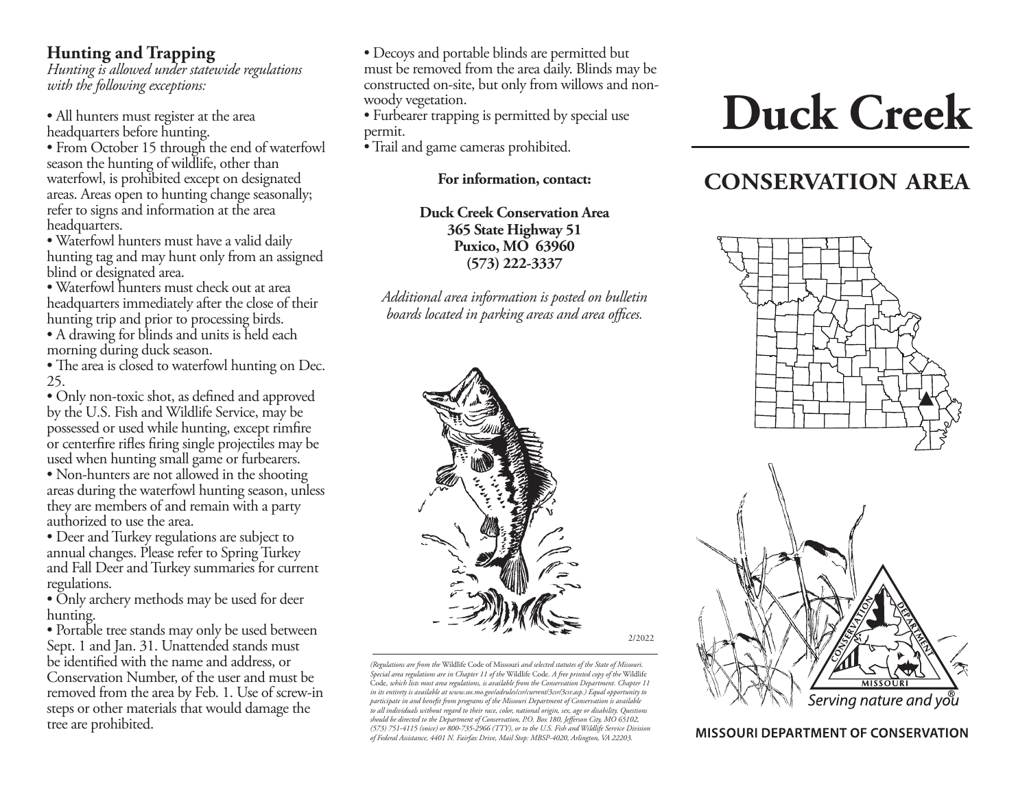## Hunting and Trapping

*Hunting is allowed under statewide regulations with the following exceptions:*

- All hunters must register at the area headquarters before hunting.
- From October 15 through the end of waterfowl season the hunting of wildlife, other than waterfowl, is prohibited except on designated areas. Areas open to hunting change seasonally; refer to signs and information at the area headquarters.
- Waterfowl hunters must have a valid daily hunting tag and may hunt only from an assigned blind or designated area.
- Waterfowl hunters must check out at area headquarters immediately after the close of their hunting trip and prior to processing birds.
- A drawing for blinds and units is held each morning during duck season.
- The area is closed to waterfowl hunting on Dec. 25.
- Only non-toxic shot, as defined and approved by the U.S. Fish and Wildlife Service, may be possessed or used while hunting, except rimfire or centerfire rifles firing single projectiles may be used when hunting small game or furbearers.
- Non-hunters are not allowed in the shooting areas during the waterfowl hunting season, unless they are members of and remain with a party authorized to use the area.
- Deer and Turkey regulations are subject to annual changes. Please refer to Spring Turkey and Fall Deer and Turkey summaries for current regulations.
- Only archery methods may be used for deer hunting.
- Portable tree stands may only be used between Sept. 1 and Jan. 31. Unattended stands must be identified with the name and address, or Conservation Number, of the user and must be removed from the area by Feb. 1. Use of screw-in steps or other materials that would damage the tree are prohibited.
- Decoys and portable blinds are permitted but must be removed from the area daily. Blinds may be constructed on-site, but only from willows and non-woody vegetation.
- Furbearer trapping is permitted by special use permit.
- Trail and game cameras prohibited.

**For information, contact:**

**Duck Creek Conservation Area**
**365 State Highway 51**
**Puxico, MO 63960**
**(573) 222-3337**

*Additional area information is posted on bulletin boards located in parking areas and area offices.*

2/2022

*(Regulations are from the* Wildlife Code of Missouri *and selected statutes of the State of Missouri. Special area regulations are in Chapter 11 of the* Wildlife Code. *A free printed copy of the* Wildlife Code, *which lists most area regulations, is available from the Conservation Department. Chapter 11 in its entirety is available at www.sos.mo.gov/adrules/csr/current/3csr/3csr.asp.) Equal opportunity to participate in and benefit from programs of the Missouri Department of Conservation is available to all individuals without regard to their race, color, national origin, sex, age or disability. Questions should be directed to the Department of Conservation, P.O. Box 180, Jefferson City, MO 65102, (573) 751-4115 (voice) or 800-735-2966 (TTY), or to the U.S. Fish and Wildlife Service Division of Federal Assistance, 4401 N. Fairfax Drive, Mail Stop: MBSP-4020, Arlington, VA 22203.*

# Duck Creek

## CONSERVATION AREA

Serving nature and you®

MISSOURI DEPARTMENT OF CONSERVATION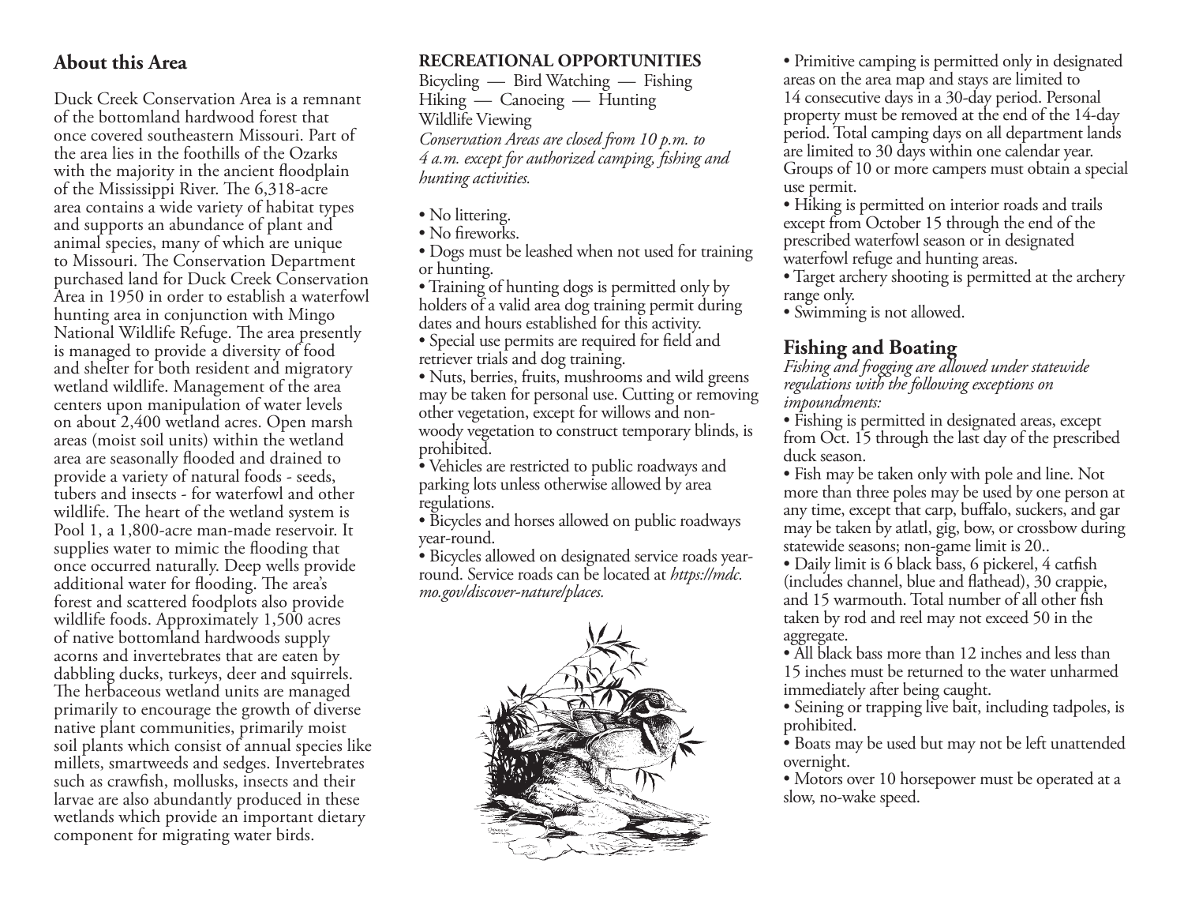## About this Area

Duck Creek Conservation Area is a remnant of the bottomland hardwood forest that once covered southeastern Missouri. Part of the area lies in the foothills of the Ozarks with the majority in the ancient floodplain of the Mississippi River. The 6,318-acre area contains a wide variety of habitat types and supports an abundance of plant and animal species, many of which are unique to Missouri. The Conservation Department purchased land for Duck Creek Conservation Area in 1950 in order to establish a waterfowl hunting area in conjunction with Mingo National Wildlife Refuge. The area presently is managed to provide a diversity of food and shelter for both resident and migratory wetland wildlife. Management of the area centers upon manipulation of water levels on about 2,400 wetland acres. Open marsh areas (moist soil units) within the wetland area are seasonally flooded and drained to provide a variety of natural foods - seeds, tubers and insects - for waterfowl and other wildlife. The heart of the wetland system is Pool 1, a 1,800-acre man-made reservoir. It supplies water to mimic the flooding that once occurred naturally. Deep wells provide additional water for flooding. The area's forest and scattered foodplots also provide wildlife foods. Approximately 1,500 acres of native bottomland hardwoods supply acorns and invertebrates that are eaten by dabbling ducks, turkeys, deer and squirrels. The herbaceous wetland units are managed primarily to encourage the growth of diverse native plant communities, primarily moist soil plants which consist of annual species like millets, smartweeds and sedges. Invertebrates such as crawfish, mollusks, insects and their larvae are also abundantly produced in these wetlands which provide an important dietary component for migrating water birds.

**RECREATIONAL OPPORTUNITIES**

Bicycling — Bird Watching — Fishing
Hiking — Canoeing — Hunting
Wildlife Viewing

*Conservation Areas are closed from 10 p.m. to 4 a.m. except for authorized camping, fishing and hunting activities.*

- No littering.
- No fireworks.
- Dogs must be leashed when not used for training or hunting.
- Training of hunting dogs is permitted only by holders of a valid area dog training permit during dates and hours established for this activity.
- Special use permits are required for field and retriever trials and dog training.
- Nuts, berries, fruits, mushrooms and wild greens may be taken for personal use. Cutting or removing other vegetation, except for willows and non-woody vegetation to construct temporary blinds, is prohibited.
- Vehicles are restricted to public roadways and parking lots unless otherwise allowed by area regulations.
- Bicycles and horses allowed on public roadways year-round.
- Bicycles allowed on designated service roads year-round. Service roads can be located at *https://mdc.mo.gov/discover-nature/places.*
- Primitive camping is permitted only in designated areas on the area map and stays are limited to 14 consecutive days in a 30-day period. Personal property must be removed at the end of the 14-day period. Total camping days on all department lands are limited to 30 days within one calendar year. Groups of 10 or more campers must obtain a special use permit.
- Hiking is permitted on interior roads and trails except from October 15 through the end of the prescribed waterfowl season or in designated waterfowl refuge and hunting areas.
- Target archery shooting is permitted at the archery range only.
- Swimming is not allowed.

## Fishing and Boating

*Fishing and frogging are allowed under statewide regulations with the following exceptions on impoundments:*

- Fishing is permitted in designated areas, except from Oct. 15 through the last day of the prescribed duck season.
- Fish may be taken only with pole and line. Not more than three poles may be used by one person at any time, except that carp, buffalo, suckers, and gar may be taken by atlatl, gig, bow, or crossbow during statewide seasons; non-game limit is 20..
- Daily limit is 6 black bass, 6 pickerel, 4 catfish (includes channel, blue and flathead), 30 crappie, and 15 warmouth. Total number of all other fish taken by rod and reel may not exceed 50 in the aggregate.
- All black bass more than 12 inches and less than 15 inches must be returned to the water unharmed immediately after being caught.
- Seining or trapping live bait, including tadpoles, is prohibited.
- Boats may be used but may not be left unattended overnight.
- Motors over 10 horsepower must be operated at a slow, no-wake speed.